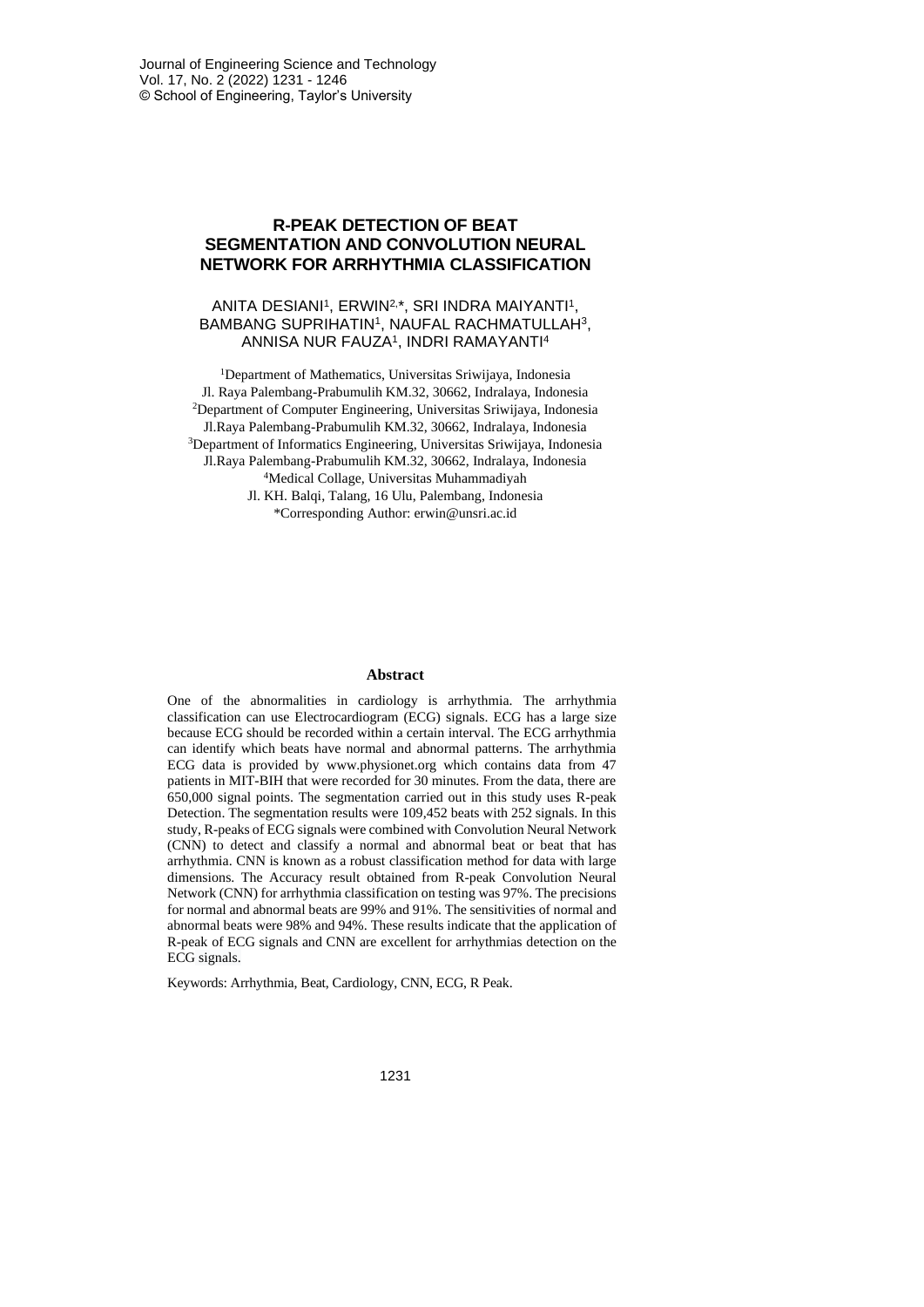# R-PEAK DETECTION OF BEAT SEGMENTATION AND CONVOLUTION NEURAL NETWORK FOR ARRHYTHMIA CLASSIFICATION

ANITA DESIANI[1], ERWIN[2,*], SRI INDRA MAIYANTI[1], BAMBANG SUPRIHATIN[1], NAUFAL RACHMATULLAH[3], ANNISA NUR FAUZA[1], INDRI RAMAYANTI[4]

[1]Department of Mathematics, Universitas Sriwijaya, Indonesia
Jl. Raya Palembang-Prabumulih KM.32, 30662, Indralaya, Indonesia
[2]Department of Computer Engineering, Universitas Sriwijaya, Indonesia
Jl.Raya Palembang-Prabumulih KM.32, 30662, Indralaya, Indonesia
[3]Department of Informatics Engineering, Universitas Sriwijaya, Indonesia
Jl.Raya Palembang-Prabumulih KM.32, 30662, Indralaya, Indonesia
[4]Medical Collage, Universitas Muhammadiyah
Jl. KH. Balqi, Talang, 16 Ulu, Palembang, Indonesia
*Corresponding Author: erwin@unsri.ac.id

## Abstract

One of the abnormalities in cardiology is arrhythmia. The arrhythmia classification can use Electrocardiogram (ECG) signals. ECG has a large size because ECG should be recorded within a certain interval. The ECG arrhythmia can identify which beats have normal and abnormal patterns. The arrhythmia ECG data is provided by www.physionet.org which contains data from 47 patients in MIT-BIH that were recorded for 30 minutes. From the data, there are 650,000 signal points. The segmentation carried out in this study uses R-peak Detection. The segmentation results were 109,452 beats with 252 signals. In this study, R-peaks of ECG signals were combined with Convolution Neural Network (CNN) to detect and classify a normal and abnormal beat or beat that has arrhythmia. CNN is known as a robust classification method for data with large dimensions. The Accuracy result obtained from R-peak Convolution Neural Network (CNN) for arrhythmia classification on testing was 97%. The precisions for normal and abnormal beats are 99% and 91%. The sensitivities of normal and abnormal beats were 98% and 94%. These results indicate that the application of R-peak of ECG signals and CNN are excellent for arrhythmias detection on the ECG signals.

Keywords: Arrhythmia, Beat, Cardiology, CNN, ECG, R Peak.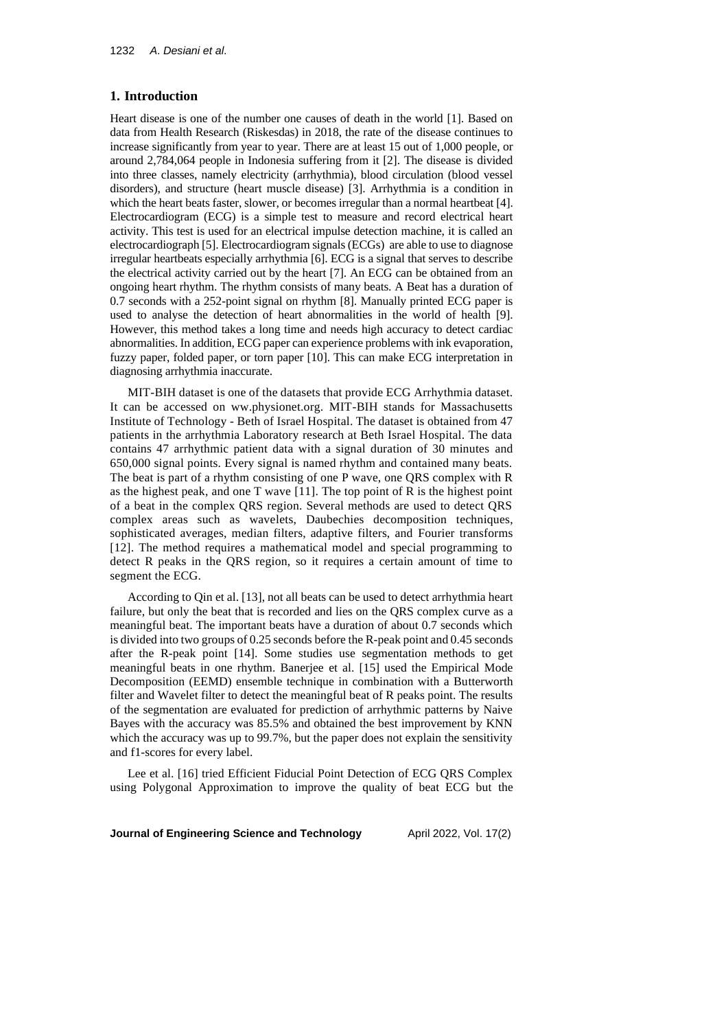## 1. Introduction

Heart disease is one of the number one causes of death in the world [1]. Based on data from Health Research (Riskesdas) in 2018, the rate of the disease continues to increase significantly from year to year. There are at least 15 out of 1,000 people, or around 2,784,064 people in Indonesia suffering from it [2]. The disease is divided into three classes, namely electricity (arrhythmia), blood circulation (blood vessel disorders), and structure (heart muscle disease) [3]. Arrhythmia is a condition in which the heart beats faster, slower, or becomes irregular than a normal heartbeat [4]. Electrocardiogram (ECG) is a simple test to measure and record electrical heart activity. This test is used for an electrical impulse detection machine, it is called an electrocardiograph [5]. Electrocardiogram signals (ECGs) are able to use to diagnose irregular heartbeats especially arrhythmia [6]. ECG is a signal that serves to describe the electrical activity carried out by the heart [7]. An ECG can be obtained from an ongoing heart rhythm. The rhythm consists of many beats. A Beat has a duration of 0.7 seconds with a 252-point signal on rhythm [8]. Manually printed ECG paper is used to analyse the detection of heart abnormalities in the world of health [9]. However, this method takes a long time and needs high accuracy to detect cardiac abnormalities. In addition, ECG paper can experience problems with ink evaporation, fuzzy paper, folded paper, or torn paper [10]. This can make ECG interpretation in diagnosing arrhythmia inaccurate.

MIT-BIH dataset is one of the datasets that provide ECG Arrhythmia dataset. It can be accessed on ww.physionet.org. MIT-BIH stands for Massachusetts Institute of Technology - Beth of Israel Hospital. The dataset is obtained from 47 patients in the arrhythmia Laboratory research at Beth Israel Hospital. The data contains 47 arrhythmic patient data with a signal duration of 30 minutes and 650,000 signal points. Every signal is named rhythm and contained many beats. The beat is part of a rhythm consisting of one P wave, one QRS complex with R as the highest peak, and one T wave [11]. The top point of R is the highest point of a beat in the complex QRS region. Several methods are used to detect QRS complex areas such as wavelets, Daubechies decomposition techniques, sophisticated averages, median filters, adaptive filters, and Fourier transforms [12]. The method requires a mathematical model and special programming to detect R peaks in the QRS region, so it requires a certain amount of time to segment the ECG.

According to Qin et al. [13], not all beats can be used to detect arrhythmia heart failure, but only the beat that is recorded and lies on the QRS complex curve as a meaningful beat. The important beats have a duration of about 0.7 seconds which is divided into two groups of 0.25 seconds before the R-peak point and 0.45 seconds after the R-peak point [14]. Some studies use segmentation methods to get meaningful beats in one rhythm. Banerjee et al. [15] used the Empirical Mode Decomposition (EEMD) ensemble technique in combination with a Butterworth filter and Wavelet filter to detect the meaningful beat of R peaks point. The results of the segmentation are evaluated for prediction of arrhythmic patterns by Naive Bayes with the accuracy was 85.5% and obtained the best improvement by KNN which the accuracy was up to 99.7%, but the paper does not explain the sensitivity and f1-scores for every label.

Lee et al. [16] tried Efficient Fiducial Point Detection of ECG QRS Complex using Polygonal Approximation to improve the quality of beat ECG but the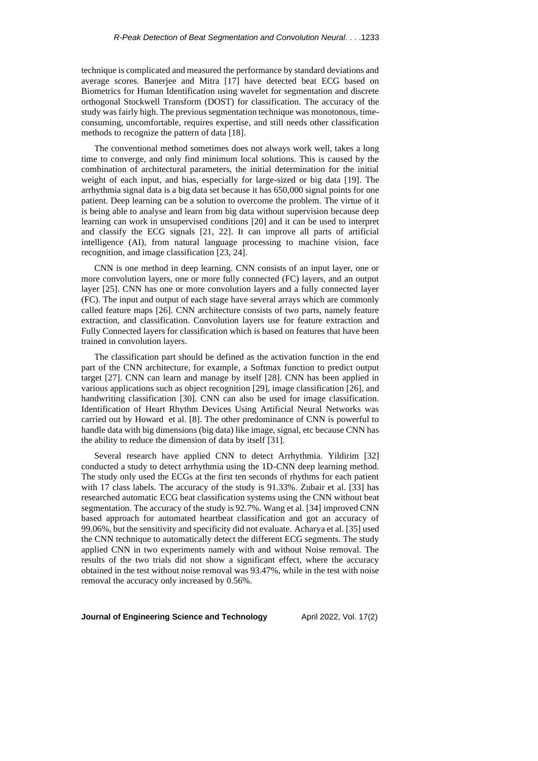technique is complicated and measured the performance by standard deviations and average scores. Banerjee and Mitra [17] have detected beat ECG based on Biometrics for Human Identification using wavelet for segmentation and discrete orthogonal Stockwell Transform (DOST) for classification. The accuracy of the study was fairly high. The previous segmentation technique was monotonous, time-consuming, uncomfortable, requires expertise, and still needs other classification methods to recognize the pattern of data [18].

The conventional method sometimes does not always work well, takes a long time to converge, and only find minimum local solutions. This is caused by the combination of architectural parameters, the initial determination for the initial weight of each input, and bias, especially for large-sized or big data [19]. The arrhythmia signal data is a big data set because it has 650,000 signal points for one patient. Deep learning can be a solution to overcome the problem. The virtue of it is being able to analyse and learn from big data without supervision because deep learning can work in unsupervised conditions [20] and it can be used to interpret and classify the ECG signals [21, 22]. It can improve all parts of artificial intelligence (AI), from natural language processing to machine vision, face recognition, and image classification [23, 24].

CNN is one method in deep learning. CNN consists of an input layer, one or more convolution layers, one or more fully connected (FC) layers, and an output layer [25]. CNN has one or more convolution layers and a fully connected layer (FC). The input and output of each stage have several arrays which are commonly called feature maps [26]. CNN architecture consists of two parts, namely feature extraction, and classification. Convolution layers use for feature extraction and Fully Connected layers for classification which is based on features that have been trained in convolution layers.

The classification part should be defined as the activation function in the end part of the CNN architecture, for example, a Softmax function to predict output target [27]. CNN can learn and manage by itself [28]. CNN has been applied in various applications such as object recognition [29], image classification [26], and handwriting classification [30]. CNN can also be used for image classification. Identification of Heart Rhythm Devices Using Artificial Neural Networks was carried out by Howard et al. [8]. The other predominance of CNN is powerful to handle data with big dimensions (big data) like image, signal, etc because CNN has the ability to reduce the dimension of data by itself [31].

Several research have applied CNN to detect Arrhythmia. Yildirim [32] conducted a study to detect arrhythmia using the 1D-CNN deep learning method. The study only used the ECGs at the first ten seconds of rhythms for each patient with 17 class labels. The accuracy of the study is 91.33%. Zubair et al. [33] has researched automatic ECG beat classification systems using the CNN without beat segmentation. The accuracy of the study is 92.7%. Wang et al. [34] improved CNN based approach for automated heartbeat classification and got an accuracy of 99.06%, but the sensitivity and specificity did not evaluate. Acharya et al. [35] used the CNN technique to automatically detect the different ECG segments. The study applied CNN in two experiments namely with and without Noise removal. The results of the two trials did not show a significant effect, where the accuracy obtained in the test without noise removal was 93.47%, while in the test with noise removal the accuracy only increased by 0.56%.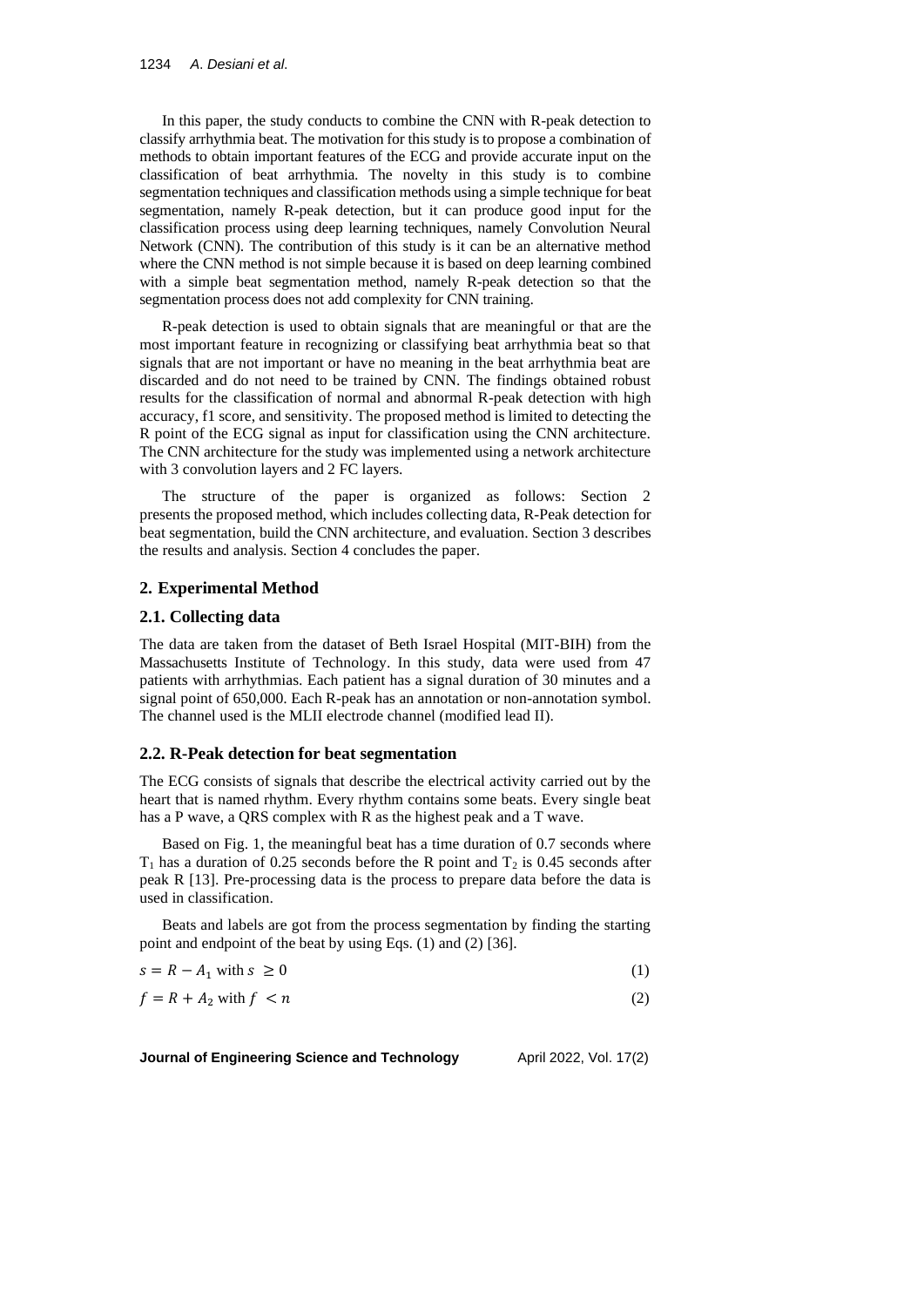In this paper, the study conducts to combine the CNN with R-peak detection to classify arrhythmia beat. The motivation for this study is to propose a combination of methods to obtain important features of the ECG and provide accurate input on the classification of beat arrhythmia. The novelty in this study is to combine segmentation techniques and classification methods using a simple technique for beat segmentation, namely R-peak detection, but it can produce good input for the classification process using deep learning techniques, namely Convolution Neural Network (CNN). The contribution of this study is it can be an alternative method where the CNN method is not simple because it is based on deep learning combined with a simple beat segmentation method, namely R-peak detection so that the segmentation process does not add complexity for CNN training.

R-peak detection is used to obtain signals that are meaningful or that are the most important feature in recognizing or classifying beat arrhythmia beat so that signals that are not important or have no meaning in the beat arrhythmia beat are discarded and do not need to be trained by CNN. The findings obtained robust results for the classification of normal and abnormal R-peak detection with high accuracy, f1 score, and sensitivity. The proposed method is limited to detecting the R point of the ECG signal as input for classification using the CNN architecture. The CNN architecture for the study was implemented using a network architecture with 3 convolution layers and 2 FC layers.

The structure of the paper is organized as follows: Section 2 presents the proposed method, which includes collecting data, R-Peak detection for beat segmentation, build the CNN architecture, and evaluation. Section 3 describes the results and analysis. Section 4 concludes the paper.

## 2. Experimental Method

### 2.1. Collecting data

The data are taken from the dataset of Beth Israel Hospital (MIT-BIH) from the Massachusetts Institute of Technology. In this study, data were used from 47 patients with arrhythmias. Each patient has a signal duration of 30 minutes and a signal point of 650,000. Each R-peak has an annotation or non-annotation symbol. The channel used is the MLII electrode channel (modified lead II).

### 2.2. R-Peak detection for beat segmentation

The ECG consists of signals that describe the electrical activity carried out by the heart that is named rhythm. Every rhythm contains some beats. Every single beat has a P wave, a QRS complex with R as the highest peak and a T wave.

Based on Fig. 1, the meaningful beat has a time duration of 0.7 seconds where $T_1$ has a duration of 0.25 seconds before the R point and $T_2$ is 0.45 seconds after peak R [13]. Pre-processing data is the process to prepare data before the data is used in classification.

Beats and labels are got from the process segmentation by finding the starting point and endpoint of the beat by using Eqs. (1) and (2) [36].

$$s = R - A_1 \text{ with } s \geq 0 \tag{1}$$

$$f = R + A_2 \text{ with } f < n \tag{2}$$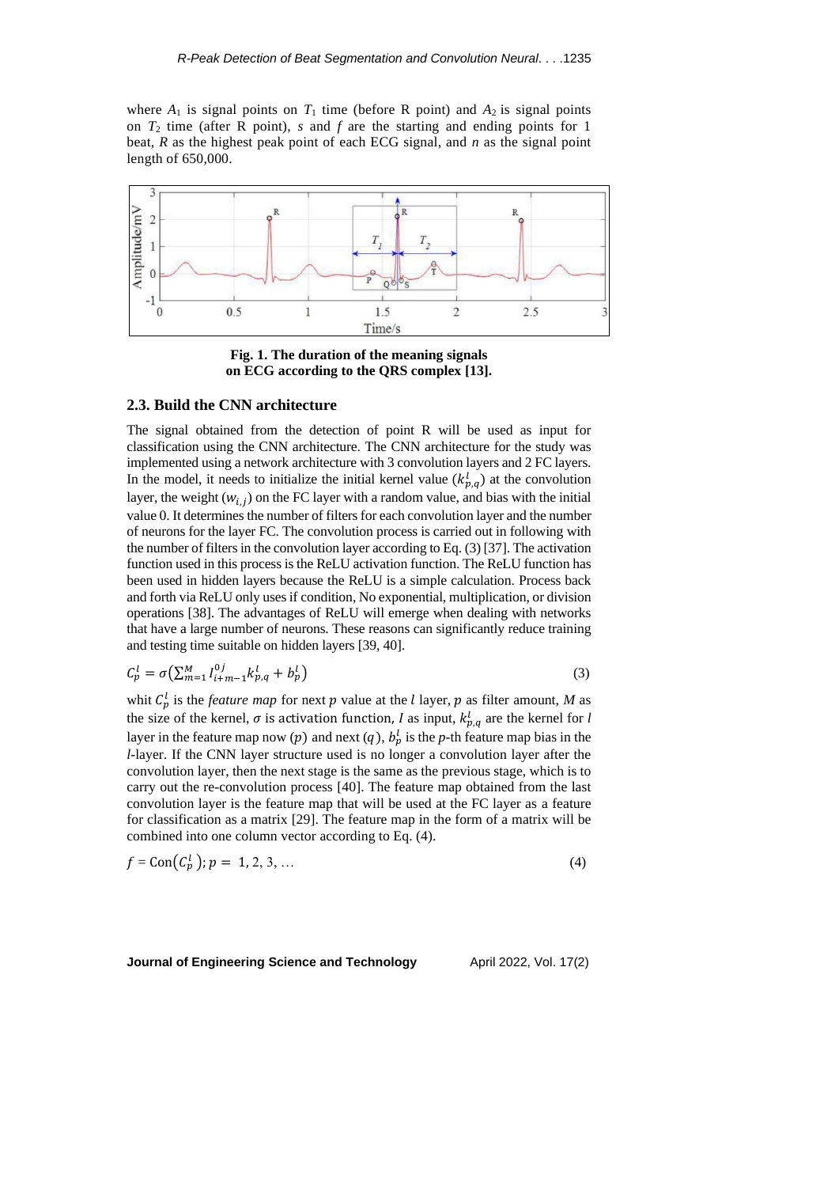where $A_1$ is signal points on $T_1$ time (before R point) and $A_2$ is signal points on $T_2$ time (after R point), $s$ and $f$ are the starting and ending points for 1 beat, $R$ as the highest peak point of each ECG signal, and $n$ as the signal point length of 650,000.

**Fig. 1. The duration of the meaning signals on ECG according to the QRS complex [13].**

### 2.3. Build the CNN architecture

The signal obtained from the detection of point R will be used as input for classification using the CNN architecture. The CNN architecture for the study was implemented using a network architecture with 3 convolution layers and 2 FC layers. In the model, it needs to initialize the initial kernel value ($k_{p,q}^{l}$) at the convolution layer, the weight ($w_{i,j}$) on the FC layer with a random value, and bias with the initial value 0. It determines the number of filters for each convolution layer and the number of neurons for the layer FC. The convolution process is carried out in following with the number of filters in the convolution layer according to Eq. (3) [37]. The activation function used in this process is the ReLU activation function. The ReLU function has been used in hidden layers because the ReLU is a simple calculation. Process back and forth via ReLU only uses if condition, No exponential, multiplication, or division operations [38]. The advantages of ReLU will emerge when dealing with networks that have a large number of neurons. These reasons can significantly reduce training and testing time suitable on hidden layers [39, 40].

$$C_p^l = \sigma\left(\sum_{m=1}^{M} I_{i+m-1}^{0j} k_{p,q}^l + b_p^l\right) \tag{3}$$

whit $C_p^l$ is the *feature map* for next $p$ value at the $l$ layer, $p$ as filter amount, $M$ as the size of the kernel, $\sigma$ is activation function, $I$ as input, $k_{p,q}^l$ are the kernel for $l$ layer in the feature map now ($p$) and next ($q$), $b_p^l$ is the $p$-th feature map bias in the $l$-layer. If the CNN layer structure used is no longer a convolution layer after the convolution layer, then the next stage is the same as the previous stage, which is to carry out the re-convolution process [40]. The feature map obtained from the last convolution layer is the feature map that will be used at the FC layer as a feature for classification as a matrix [29]. The feature map in the form of a matrix will be combined into one column vector according to Eq. (4).

$$f = \text{Con}\left(C_p^l\right);\, p = 1, 2, 3, \ldots \tag{4}$$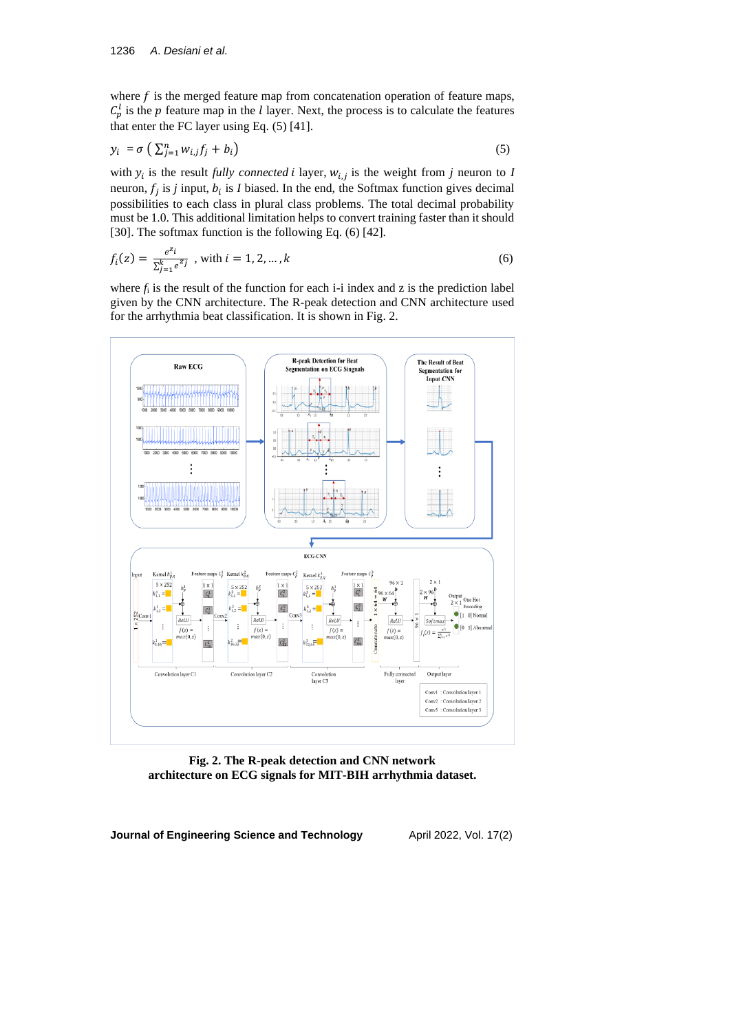where $f$ is the merged feature map from concatenation operation of feature maps, $C_p^l$ is the $p$ feature map in the $l$ layer. Next, the process is to calculate the features that enter the FC layer using Eq. (5) [41].

$$y_i = \sigma\left(\sum_{j=1}^{n} w_{i,j} f_j + b_i\right) \tag{5}$$

with $y_i$ is the result *fully connected* $i$ layer, $w_{i,j}$ is the weight from $j$ neuron to $I$ neuron, $f_j$ is $j$ input, $b_i$ is $I$ biased. In the end, the Softmax function gives decimal possibilities to each class in plural class problems. The total decimal probability must be 1.0. This additional limitation helps to convert training faster than it should [30]. The softmax function is the following Eq. (6) [42].

$$f_i(z) = \frac{e^{z_i}}{\sum_{j=1}^{k} e^{z_j}} \text{ , with } i = 1, 2, \ldots, k \tag{6}$$

where $f_i$ is the result of the function for each i-i index and z is the prediction label given by the CNN architecture. The R-peak detection and CNN architecture used for the arrhythmia beat classification. It is shown in Fig. 2.

**Fig. 2. The R-peak detection and CNN network architecture on ECG signals for MIT-BIH arrhythmia dataset.**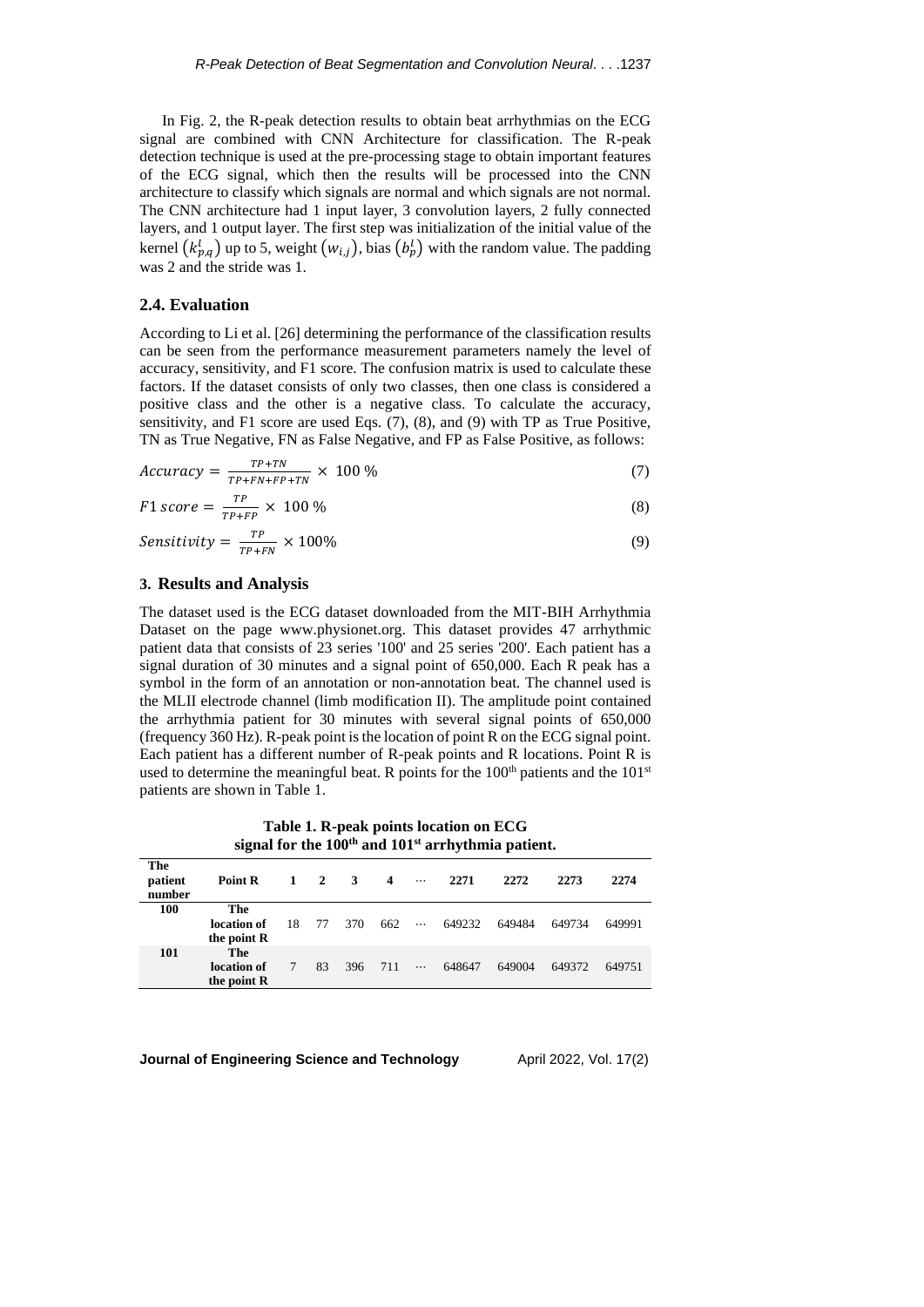In Fig. 2, the R-peak detection results to obtain beat arrhythmias on the ECG signal are combined with CNN Architecture for classification. The R-peak detection technique is used at the pre-processing stage to obtain important features of the ECG signal, which then the results will be processed into the CNN architecture to classify which signals are normal and which signals are not normal. The CNN architecture had 1 input layer, 3 convolution layers, 2 fully connected layers, and 1 output layer. The first step was initialization of the initial value of the kernel $(k_{p,q}^{l})$ up to 5, weight $(w_{i,j})$, bias $(b_{p}^{l})$ with the random value. The padding was 2 and the stride was 1.

### 2.4. Evaluation

According to Li et al. [26] determining the performance of the classification results can be seen from the performance measurement parameters namely the level of accuracy, sensitivity, and F1 score. The confusion matrix is used to calculate these factors. If the dataset consists of only two classes, then one class is considered a positive class and the other is a negative class. To calculate the accuracy, sensitivity, and F1 score are used Eqs. (7), (8), and (9) with TP as True Positive, TN as True Negative, FN as False Negative, and FP as False Positive, as follows:

$$Accuracy = \frac{TP+TN}{TP+FN+FP+TN} \times 100\ \% \tag{7}$$

$$F1\ score = \frac{TP}{TP+FP} \times 100\ \% \tag{8}$$

$$Sensitivity = \frac{TP}{TP+FN} \times 100\% \tag{9}$$

## 3. Results and Analysis

The dataset used is the ECG dataset downloaded from the MIT-BIH Arrhythmia Dataset on the page www.physionet.org. This dataset provides 47 arrhythmic patient data that consists of 23 series '100' and 25 series '200'. Each patient has a signal duration of 30 minutes and a signal point of 650,000. Each R peak has a symbol in the form of an annotation or non-annotation beat. The channel used is the MLII electrode channel (limb modification II). The amplitude point contained the arrhythmia patient for 30 minutes with several signal points of 650,000 (frequency 360 Hz). R-peak point is the location of point R on the ECG signal point. Each patient has a different number of R-peak points and R locations. Point R is used to determine the meaningful beat. R points for the 100th patients and the 101st patients are shown in Table 1.

**Table 1. R-peak points location on ECG signal for the 100th and 101st arrhythmia patient.**

| The patient number | Point R | 1 | 2 | 3 | 4 | ⋯ | 2271 | 2272 | 2273 | 2274 |
|---|---|---|---|---|---|---|---|---|---|---|
| 100 | The location of the point R | 18 | 77 | 370 | 662 | ⋯ | 649232 | 649484 | 649734 | 649991 |
| 101 | The location of the point R | 7 | 83 | 396 | 711 | ⋯ | 648647 | 649004 | 649372 | 649751 |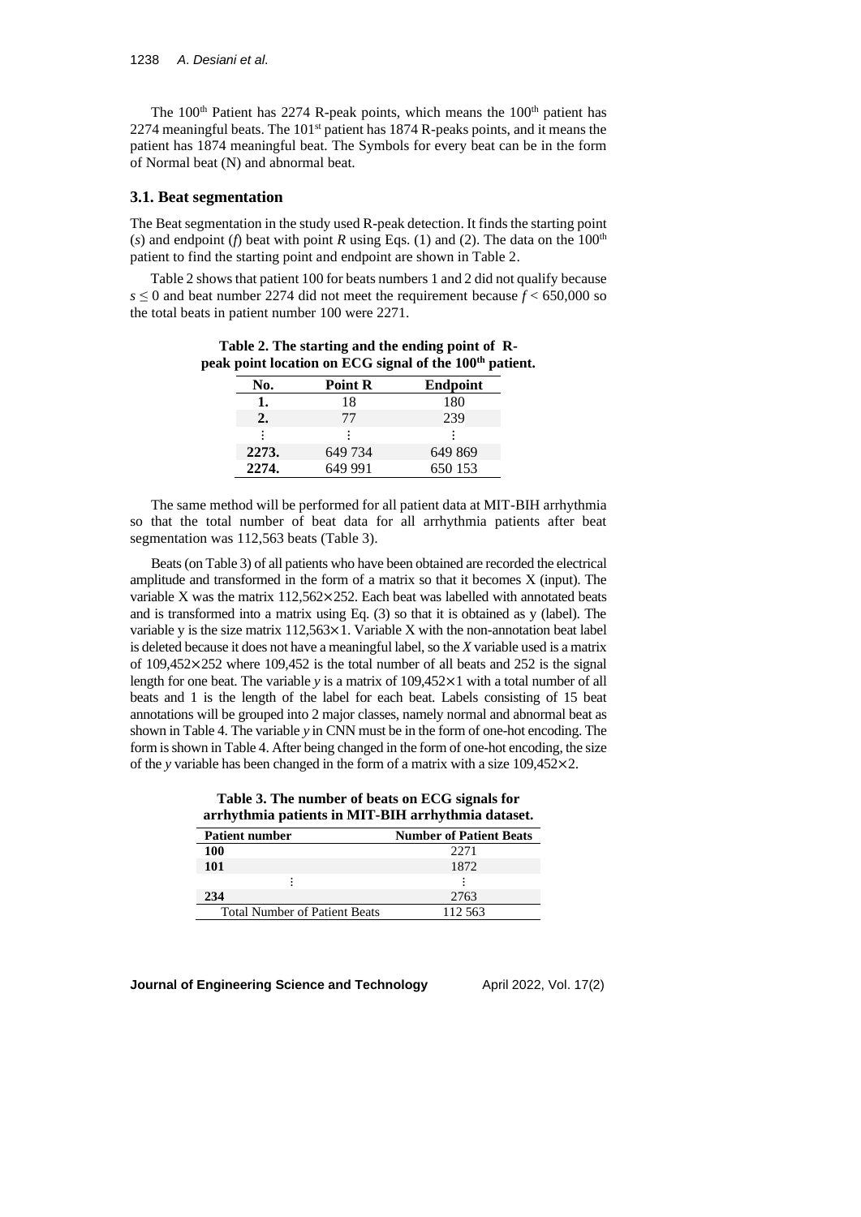The 100th Patient has 2274 R-peak points, which means the 100th patient has 2274 meaningful beats. The 101st patient has 1874 R-peaks points, and it means the patient has 1874 meaningful beat. The Symbols for every beat can be in the form of Normal beat (N) and abnormal beat.

### 3.1. Beat segmentation

The Beat segmentation in the study used R-peak detection. It finds the starting point ($s$) and endpoint ($f$) beat with point $R$ using Eqs. (1) and (2). The data on the 100th patient to find the starting point and endpoint are shown in Table 2.

Table 2 shows that patient 100 for beats numbers 1 and 2 did not qualify because $s \leq 0$ and beat number 2274 did not meet the requirement because $f < 650{,}000$ so the total beats in patient number 100 were 2271.

**Table 2. The starting and the ending point of R-peak point location on ECG signal of the 100th patient.**

| No. | Point R | Endpoint |
|---|---|---|
| **1.** | 18 | 180 |
| **2.** | 77 | 239 |
| ⋮ | ⋮ | ⋮ |
| **2273.** | 649 734 | 649 869 |
| **2274.** | 649 991 | 650 153 |

The same method will be performed for all patient data at MIT-BIH arrhythmia so that the total number of beat data for all arrhythmia patients after beat segmentation was 112,563 beats (Table 3).

Beats (on Table 3) of all patients who have been obtained are recorded the electrical amplitude and transformed in the form of a matrix so that it becomes X (input). The variable X was the matrix $112{,}562\times252$. Each beat was labelled with annotated beats and is transformed into a matrix using Eq. (3) so that it is obtained as y (label). The variable y is the size matrix $112{,}563\times1$. Variable X with the non-annotation beat label is deleted because it does not have a meaningful label, so the $X$ variable used is a matrix of $109{,}452\times252$ where 109,452 is the total number of all beats and 252 is the signal length for one beat. The variable $y$ is a matrix of $109{,}452\times1$ with a total number of all beats and 1 is the length of the label for each beat. Labels consisting of 15 beat annotations will be grouped into 2 major classes, namely normal and abnormal beat as shown in Table 4. The variable $y$ in CNN must be in the form of one-hot encoding. The form is shown in Table 4. After being changed in the form of one-hot encoding, the size of the $y$ variable has been changed in the form of a matrix with a size $109{,}452\times2$.

**Table 3. The number of beats on ECG signals for arrhythmia patients in MIT-BIH arrhythmia dataset.**

| Patient number | Number of Patient Beats |
|---|---|
| **100** | 2271 |
| **101** | 1872 |
| ⋮ | ⋮ |
| **234** | 2763 |
| Total Number of Patient Beats | 112 563 |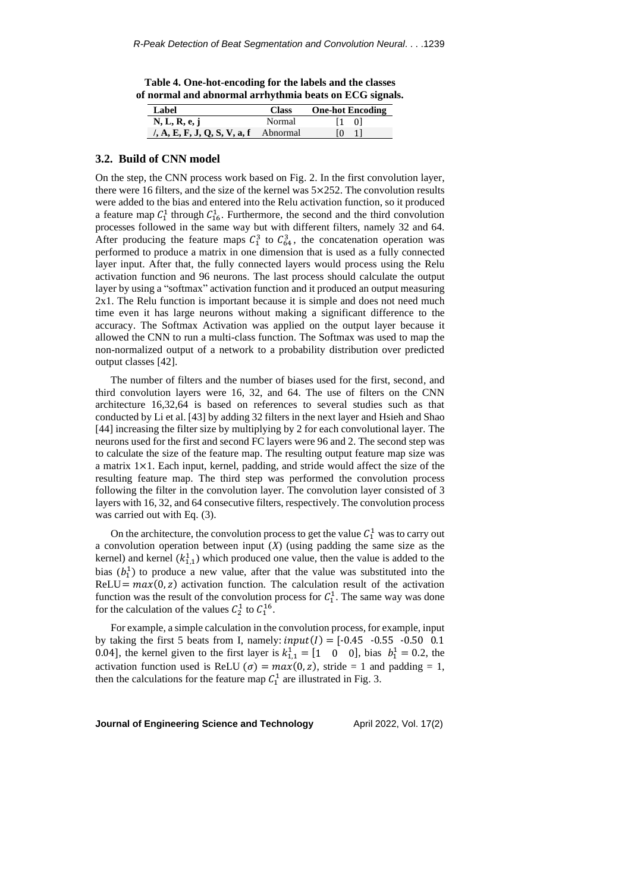**Table 4. One-hot-encoding for the labels and the classes of normal and abnormal arrhythmia beats on ECG signals.**

| Label | Class | One-hot Encoding |
|---|---|---|
| **N, L, R, e, j** | Normal | [1 0] |
| **/, A, E, F, J, Q, S, V, a, f** | Abnormal | [0 1] |

### 3.2. Build of CNN model

On the step, the CNN process work based on Fig. 2. In the first convolution layer, there were 16 filters, and the size of the kernel was 5×252. The convolution results were added to the bias and entered into the Relu activation function, so it produced a feature map $C_1^1$ through $C_{16}^1$. Furthermore, the second and the third convolution processes followed in the same way but with different filters, namely 32 and 64. After producing the feature maps $C_1^3$ to $C_{64}^3$, the concatenation operation was performed to produce a matrix in one dimension that is used as a fully connected layer input. After that, the fully connected layers would process using the Relu activation function and 96 neurons. The last process should calculate the output layer by using a "softmax" activation function and it produced an output measuring 2x1. The Relu function is important because it is simple and does not need much time even it has large neurons without making a significant difference to the accuracy. The Softmax Activation was applied on the output layer because it allowed the CNN to run a multi-class function. The Softmax was used to map the non-normalized output of a network to a probability distribution over predicted output classes [42].

The number of filters and the number of biases used for the first, second, and third convolution layers were 16, 32, and 64. The use of filters on the CNN architecture 16,32,64 is based on references to several studies such as that conducted by Li et al. [43] by adding 32 filters in the next layer and Hsieh and Shao [44] increasing the filter size by multiplying by 2 for each convolutional layer. The neurons used for the first and second FC layers were 96 and 2. The second step was to calculate the size of the feature map. The resulting output feature map size was a matrix 1×1. Each input, kernel, padding, and stride would affect the size of the resulting feature map. The third step was performed the convolution process following the filter in the convolution layer. The convolution layer consisted of 3 layers with 16, 32, and 64 consecutive filters, respectively. The convolution process was carried out with Eq. (3).

On the architecture, the convolution process to get the value $C_1^1$ was to carry out a convolution operation between input ($X$) (using padding the same size as the kernel) and kernel ($k_{1,1}^1$) which produced one value, then the value is added to the bias ($b_1^1$) to produce a new value, after that the value was substituted into the ReLU$= max(0, z)$ activation function. The calculation result of the activation function was the result of the convolution process for $C_1^1$. The same way was done for the calculation of the values $C_2^1$ to $C_1^{16}$.

For example, a simple calculation in the convolution process, for example, input by taking the first 5 beats from I, namely: $input(I) = [-0.45 \;\; -0.55 \;\; -0.50 \;\; 0.1 \;\; 0.04]$, the kernel given to the first layer is $k_{1,1}^1 = [1 \;\; 0 \;\; 0]$, bias $b_1^1 = 0.2$, the activation function used is ReLU $(\sigma) = max(0, z)$, stride = 1 and padding = 1, then the calculations for the feature map $C_1^1$ are illustrated in Fig. 3.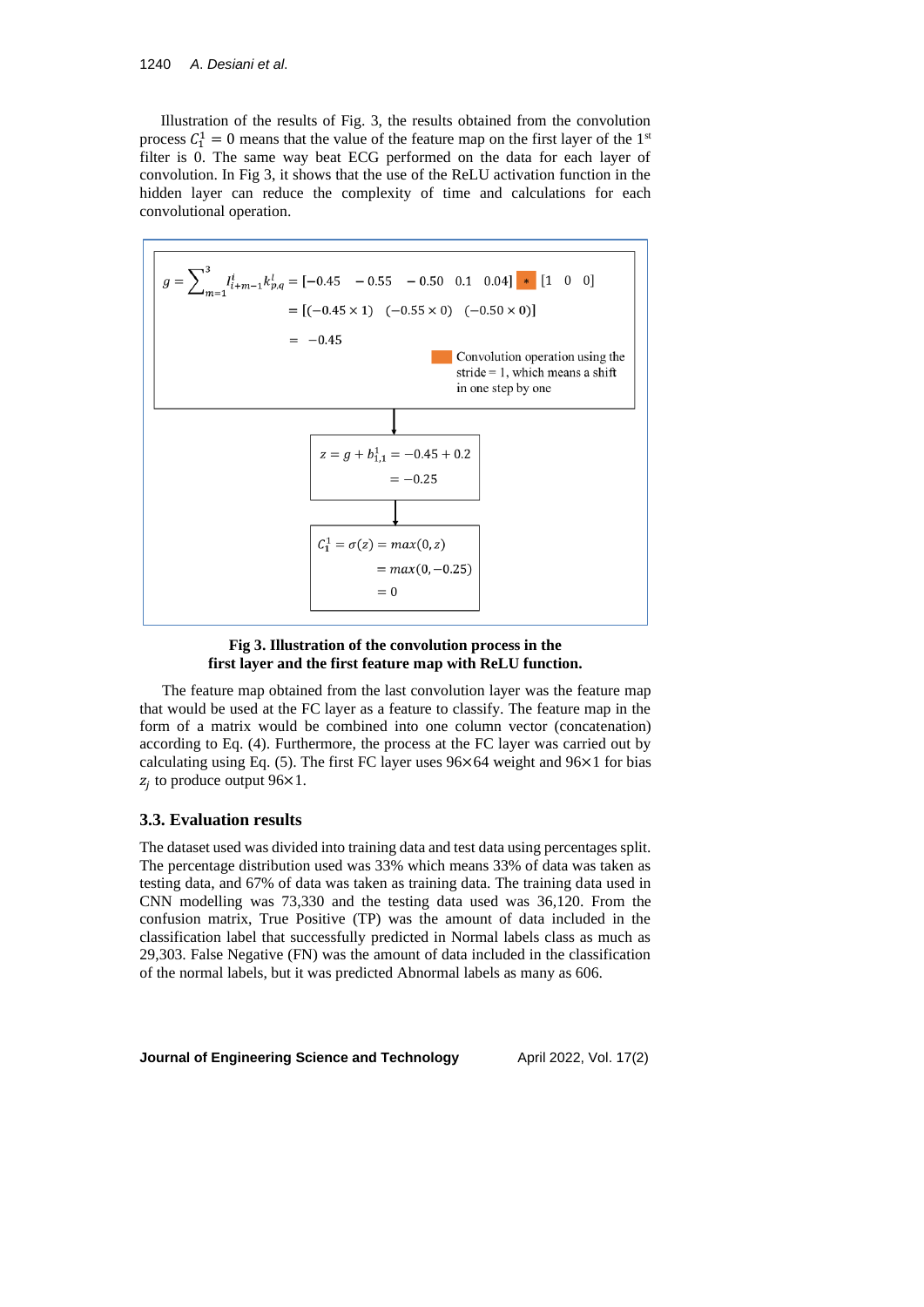Illustration of the results of Fig. 3, the results obtained from the convolution process $C_1^1 = 0$ means that the value of the feature map on the first layer of the 1st filter is 0. The same way beat ECG performed on the data for each layer of convolution. In Fig 3, it shows that the use of the ReLU activation function in the hidden layer can reduce the complexity of time and calculations for each convolutional operation.

$$g = \sum_{m=1}^{3} I_{i+m-1}^{i} k_{p,q}^{l} = [-0.45 \quad -0.55 \quad -0.50 \quad 0.1 \quad 0.04] * [1 \quad 0 \quad 0]$$

$$= [(-0.45 \times 1) \quad (-0.55 \times 0) \quad (-0.50 \times 0)]$$

$$= -0.45$$

Convolution operation using the stride = 1, which means a shift in one step by one

$$z = g + b_{1,1}^{1} = -0.45 + 0.2 = -0.25$$

$$C_1^1 = \sigma(z) = max(0, z) = max(0, -0.25) = 0$$

**Fig 3. Illustration of the convolution process in the first layer and the first feature map with ReLU function.**

The feature map obtained from the last convolution layer was the feature map that would be used at the FC layer as a feature to classify. The feature map in the form of a matrix would be combined into one column vector (concatenation) according to Eq. (4). Furthermore, the process at the FC layer was carried out by calculating using Eq. (5). The first FC layer uses 96×64 weight and 96×1 for bias $z_j$ to produce output 96×1.

### 3.3. Evaluation results

The dataset used was divided into training data and test data using percentages split. The percentage distribution used was 33% which means 33% of data was taken as testing data, and 67% of data was taken as training data. The training data used in CNN modelling was 73,330 and the testing data used was 36,120. From the confusion matrix, True Positive (TP) was the amount of data included in the classification label that successfully predicted in Normal labels class as much as 29,303. False Negative (FN) was the amount of data included in the classification of the normal labels, but it was predicted Abnormal labels as many as 606.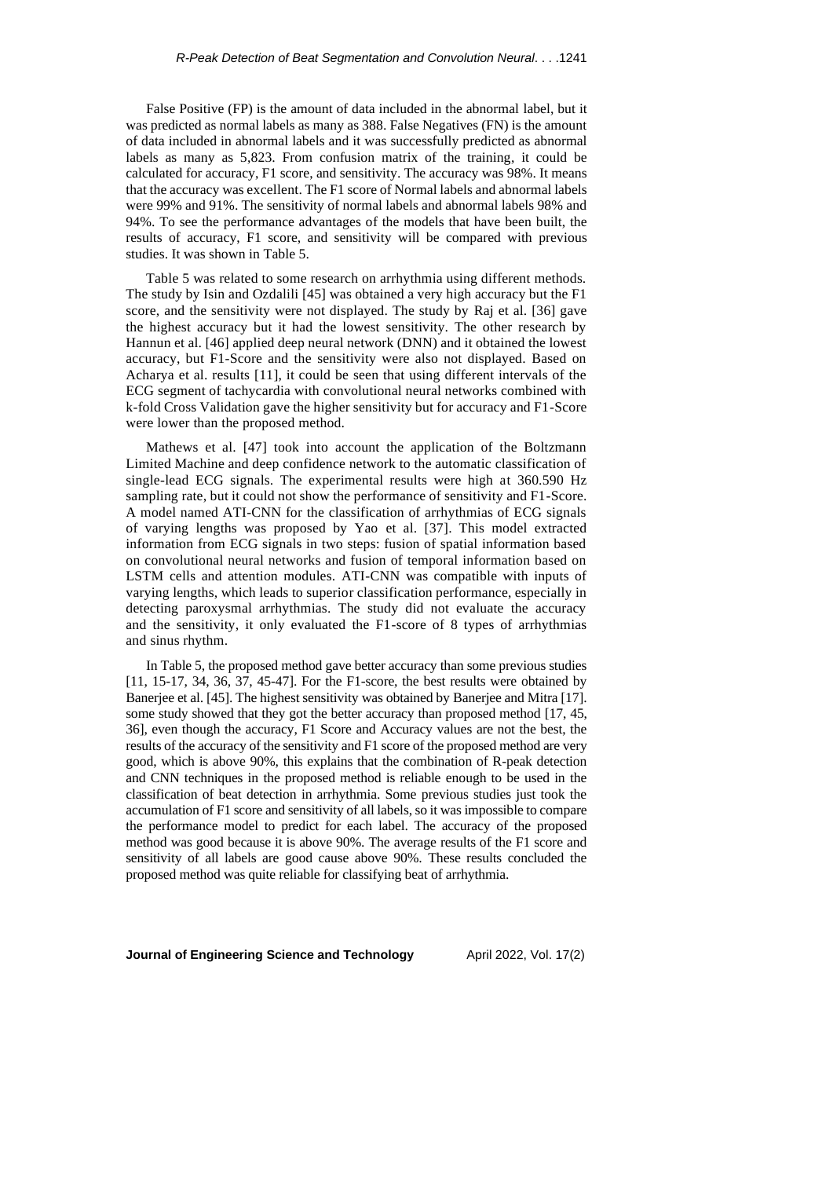False Positive (FP) is the amount of data included in the abnormal label, but it was predicted as normal labels as many as 388. False Negatives (FN) is the amount of data included in abnormal labels and it was successfully predicted as abnormal labels as many as 5,823. From confusion matrix of the training, it could be calculated for accuracy, F1 score, and sensitivity. The accuracy was 98%. It means that the accuracy was excellent. The F1 score of Normal labels and abnormal labels were 99% and 91%. The sensitivity of normal labels and abnormal labels 98% and 94%. To see the performance advantages of the models that have been built, the results of accuracy, F1 score, and sensitivity will be compared with previous studies. It was shown in Table 5.

Table 5 was related to some research on arrhythmia using different methods. The study by Isin and Ozdalili [45] was obtained a very high accuracy but the F1 score, and the sensitivity were not displayed. The study by Raj et al. [36] gave the highest accuracy but it had the lowest sensitivity. The other research by Hannun et al. [46] applied deep neural network (DNN) and it obtained the lowest accuracy, but F1-Score and the sensitivity were also not displayed. Based on Acharya et al. results [11], it could be seen that using different intervals of the ECG segment of tachycardia with convolutional neural networks combined with k-fold Cross Validation gave the higher sensitivity but for accuracy and F1-Score were lower than the proposed method.

Mathews et al. [47] took into account the application of the Boltzmann Limited Machine and deep confidence network to the automatic classification of single-lead ECG signals. The experimental results were high at 360.590 Hz sampling rate, but it could not show the performance of sensitivity and F1-Score. A model named ATI-CNN for the classification of arrhythmias of ECG signals of varying lengths was proposed by Yao et al. [37]. This model extracted information from ECG signals in two steps: fusion of spatial information based on convolutional neural networks and fusion of temporal information based on LSTM cells and attention modules. ATI-CNN was compatible with inputs of varying lengths, which leads to superior classification performance, especially in detecting paroxysmal arrhythmias. The study did not evaluate the accuracy and the sensitivity, it only evaluated the F1-score of 8 types of arrhythmias and sinus rhythm.

In Table 5, the proposed method gave better accuracy than some previous studies [11, 15-17, 34, 36, 37, 45-47]. For the F1-score, the best results were obtained by Banerjee et al. [45]. The highest sensitivity was obtained by Banerjee and Mitra [17]. some study showed that they got the better accuracy than proposed method [17, 45, 36], even though the accuracy, F1 Score and Accuracy values are not the best, the results of the accuracy of the sensitivity and F1 score of the proposed method are very good, which is above 90%, this explains that the combination of R-peak detection and CNN techniques in the proposed method is reliable enough to be used in the classification of beat detection in arrhythmia. Some previous studies just took the accumulation of F1 score and sensitivity of all labels, so it was impossible to compare the performance model to predict for each label. The accuracy of the proposed method was good because it is above 90%. The average results of the F1 score and sensitivity of all labels are good cause above 90%. These results concluded the proposed method was quite reliable for classifying beat of arrhythmia.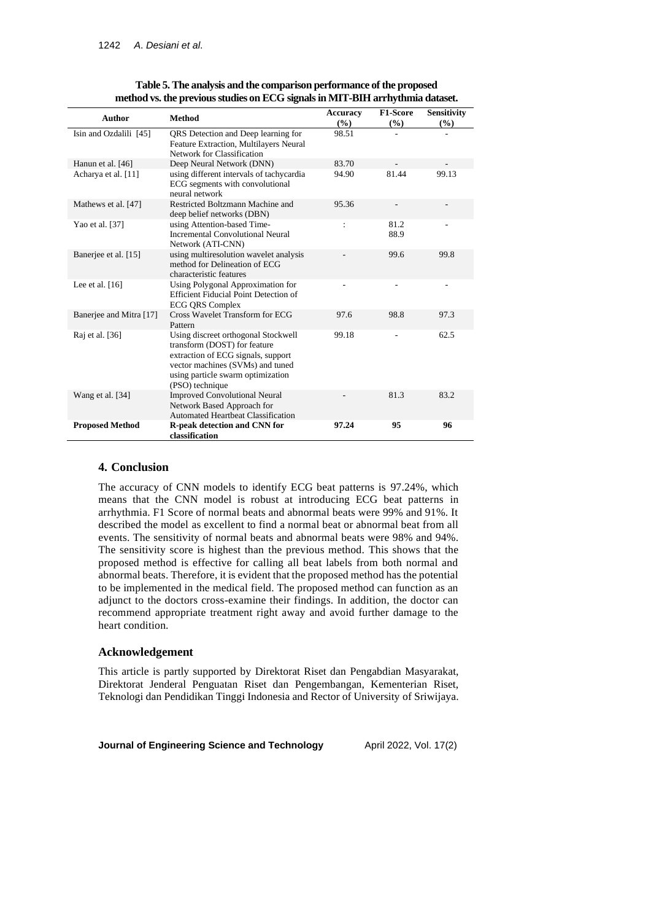**Table 5. The analysis and the comparison performance of the proposed method vs. the previous studies on ECG signals in MIT-BIH arrhythmia dataset.**

| Author | Method | Accuracy (%) | F1-Score (%) | Sensitivity (%) |
|---|---|---|---|---|
| Isin and Ozdalili [45] | QRS Detection and Deep learning for Feature Extraction, Multilayers Neural Network for Classification | 98.51 | - | - |
| Hanun et al. [46] | Deep Neural Network (DNN) | 83.70 | - | - |
| Acharya et al. [11] | using different intervals of tachycardia ECG segments with convolutional neural network | 94.90 | 81.44 | 99.13 |
| Mathews et al. [47] | Restricted Boltzmann Machine and deep belief networks (DBN) | 95.36 | - | - |
| Yao et al. [37] | using Attention-based Time-Incremental Convolutional Neural Network (ATI-CNN) | : | 81.2 88.9 | - |
| Banerjee et al. [15] | using multiresolution wavelet analysis method for Delineation of ECG characteristic features | - | 99.6 | 99.8 |
| Lee et al. [16] | Using Polygonal Approximation for Efficient Fiducial Point Detection of ECG QRS Complex | - | - | - |
| Banerjee and Mitra [17] | Cross Wavelet Transform for ECG Pattern | 97.6 | 98.8 | 97.3 |
| Raj et al. [36] | Using discreet orthogonal Stockwell transform (DOST) for feature extraction of ECG signals, support vector machines (SVMs) and tuned using particle swarm optimization (PSO) technique | 99.18 | - | 62.5 |
| Wang et al. [34] | Improved Convolutional Neural Network Based Approach for Automated Heartbeat Classification | - | 81.3 | 83.2 |
| **Proposed Method** | **R-peak detection and CNN for classification** | **97.24** | **95** | **96** |

## 4. Conclusion

The accuracy of CNN models to identify ECG beat patterns is 97.24%, which means that the CNN model is robust at introducing ECG beat patterns in arrhythmia. F1 Score of normal beats and abnormal beats were 99% and 91%. It described the model as excellent to find a normal beat or abnormal beat from all events. The sensitivity of normal beats and abnormal beats were 98% and 94%. The sensitivity score is highest than the previous method. This shows that the proposed method is effective for calling all beat labels from both normal and abnormal beats. Therefore, it is evident that the proposed method has the potential to be implemented in the medical field. The proposed method can function as an adjunct to the doctors cross-examine their findings. In addition, the doctor can recommend appropriate treatment right away and avoid further damage to the heart condition.

## Acknowledgement

This article is partly supported by Direktorat Riset dan Pengabdian Masyarakat, Direktorat Jenderal Penguatan Riset dan Pengembangan, Kementerian Riset, Teknologi dan Pendidikan Tinggi Indonesia and Rector of University of Sriwijaya.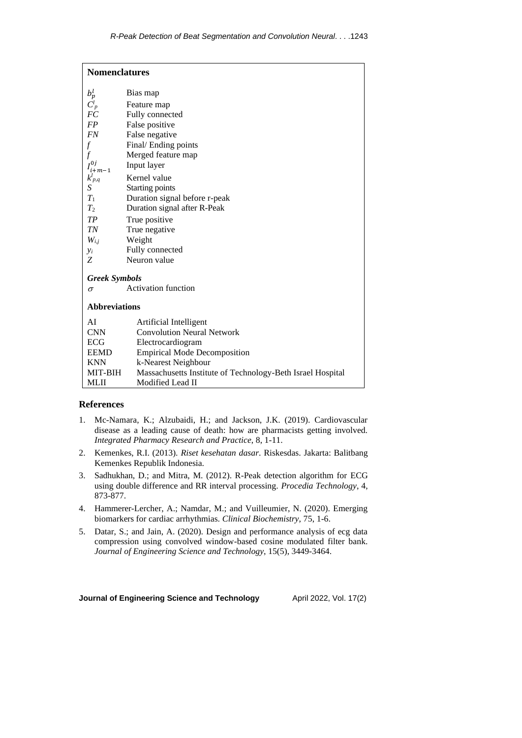## Nomenclatures

| | |
|---|---|
| $b_p^l$ | Bias map |
| $C_p^l$ | Feature map |
| *FC* | Fully connected |
| *FP* | False positive |
| *FN* | False negative |
| $f$ | Final/ Ending points |
| $f$ | Merged feature map |
| $I_{i+m-1}^{0j}$ | Input layer |
| $k_{p,q}^l$ | Kernel value |
| *S* | Starting points |
| $T_1$ | Duration signal before r-peak |
| $T_2$ | Duration signal after R-Peak |
| *TP* | True positive |
| *TN* | True negative |
| $W_{i,j}$ | Weight |
| $y_i$ | Fully connected |
| *Z* | Neuron value |

***Greek Symbols***

| | |
|---|---|
| $\sigma$ | Activation function |

**Abbreviations**

| | |
|---|---|
| AI | Artificial Intelligent |
| CNN | Convolution Neural Network |
| ECG | Electrocardiogram |
| EEMD | Empirical Mode Decomposition |
| KNN | k-Nearest Neighbour |
| MIT-BIH | Massachusetts Institute of Technology-Beth Israel Hospital |
| MLII | Modified Lead II |

## References

1. Mc-Namara, K.; Alzubaidi, H.; and Jackson, J.K. (2019). Cardiovascular disease as a leading cause of death: how are pharmacists getting involved. *Integrated Pharmacy Research and Practice*, 8, 1-11.
2. Kemenkes, R.I. (2013). *Riset kesehatan dasar*. Riskesdas. Jakarta: Balitbang Kemenkes Republik Indonesia.
3. Sadhukhan, D.; and Mitra, M. (2012). R-Peak detection algorithm for ECG using double difference and RR interval processing. *Procedia Technology*, 4, 873-877.
4. Hammerer-Lercher, A.; Namdar, M.; and Vuilleumier, N. (2020). Emerging biomarkers for cardiac arrhythmias. *Clinical Biochemistry*, 75, 1-6.
5. Datar, S.; and Jain, A. (2020). Design and performance analysis of ecg data compression using convolved window-based cosine modulated filter bank. *Journal of Engineering Science and Technology*, 15(5), 3449-3464.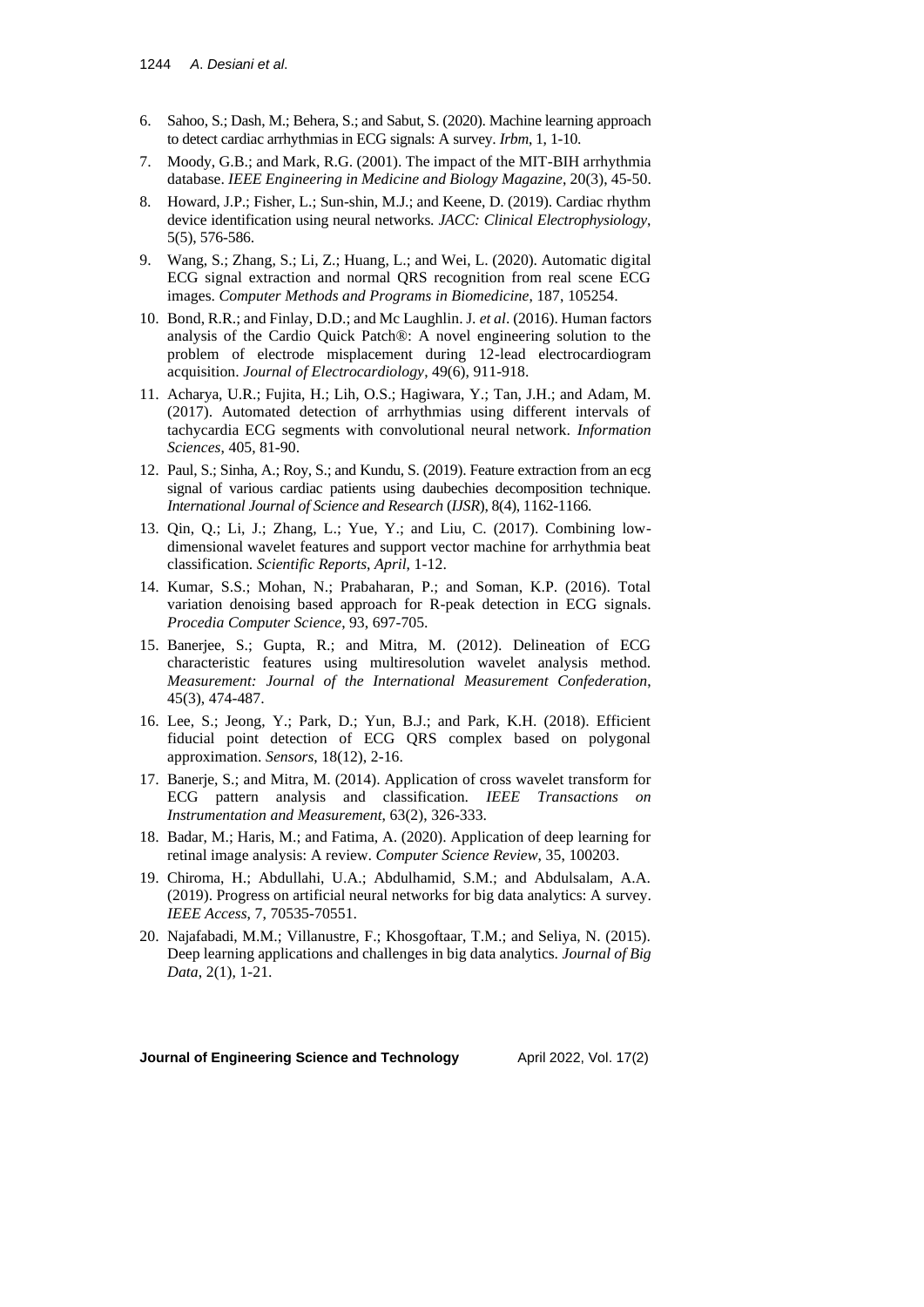6. Sahoo, S.; Dash, M.; Behera, S.; and Sabut, S. (2020). Machine learning approach to detect cardiac arrhythmias in ECG signals: A survey. *Irbm*, 1, 1-10.
7. Moody, G.B.; and Mark, R.G. (2001). The impact of the MIT-BIH arrhythmia database. *IEEE Engineering in Medicine and Biology Magazine*, 20(3), 45-50.
8. Howard, J.P.; Fisher, L.; Sun-shin, M.J.; and Keene, D. (2019). Cardiac rhythm device identification using neural networks. *JACC: Clinical Electrophysiology*, 5(5), 576-586.
9. Wang, S.; Zhang, S.; Li, Z.; Huang, L.; and Wei, L. (2020). Automatic digital ECG signal extraction and normal QRS recognition from real scene ECG images. *Computer Methods and Programs in Biomedicine*, 187, 105254.
10. Bond, R.R.; and Finlay, D.D.; and Mc Laughlin. J. *et al*. (2016). Human factors analysis of the Cardio Quick Patch®: A novel engineering solution to the problem of electrode misplacement during 12-lead electrocardiogram acquisition. *Journal of Electrocardiology*, 49(6), 911-918.
11. Acharya, U.R.; Fujita, H.; Lih, O.S.; Hagiwara, Y.; Tan, J.H.; and Adam, M. (2017). Automated detection of arrhythmias using different intervals of tachycardia ECG segments with convolutional neural network. *Information Sciences*, 405, 81-90.
12. Paul, S.; Sinha, A.; Roy, S.; and Kundu, S. (2019). Feature extraction from an ecg signal of various cardiac patients using daubechies decomposition technique. *International Journal of Science and Research* (*IJSR*), 8(4), 1162-1166.
13. Qin, Q.; Li, J.; Zhang, L.; Yue, Y.; and Liu, C. (2017). Combining low-dimensional wavelet features and support vector machine for arrhythmia beat classification. *Scientific Reports*, *April*, 1-12.
14. Kumar, S.S.; Mohan, N.; Prabaharan, P.; and Soman, K.P. (2016). Total variation denoising based approach for R-peak detection in ECG signals. *Procedia Computer Science*, 93, 697-705.
15. Banerjee, S.; Gupta, R.; and Mitra, M. (2012). Delineation of ECG characteristic features using multiresolution wavelet analysis method. *Measurement: Journal of the International Measurement Confederation*, 45(3), 474-487.
16. Lee, S.; Jeong, Y.; Park, D.; Yun, B.J.; and Park, K.H. (2018). Efficient fiducial point detection of ECG QRS complex based on polygonal approximation. *Sensors*, 18(12), 2-16.
17. Banerje, S.; and Mitra, M. (2014). Application of cross wavelet transform for ECG pattern analysis and classification. *IEEE Transactions on Instrumentation and Measurement*, 63(2), 326-333.
18. Badar, M.; Haris, M.; and Fatima, A. (2020). Application of deep learning for retinal image analysis: A review. *Computer Science Review*, 35, 100203.
19. Chiroma, H.; Abdullahi, U.A.; Abdulhamid, S.M.; and Abdulsalam, A.A. (2019). Progress on artificial neural networks for big data analytics: A survey. *IEEE Access*, 7, 70535-70551.
20. Najafabadi, M.M.; Villanustre, F.; Khosgoftaar, T.M.; and Seliya, N. (2015). Deep learning applications and challenges in big data analytics. *Journal of Big Data*, 2(1), 1-21.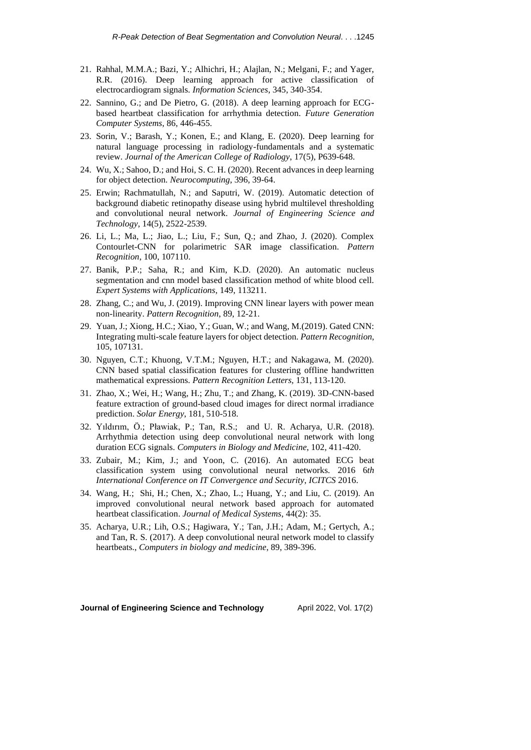21. Rahhal, M.M.A.; Bazi, Y.; Alhichri, H.; Alajlan, N.; Melgani, F.; and Yager, R.R. (2016). Deep learning approach for active classification of electrocardiogram signals. *Information Sciences*, 345, 340-354.
22. Sannino, G.; and De Pietro, G. (2018). A deep learning approach for ECG-based heartbeat classification for arrhythmia detection. *Future Generation Computer Systems*, 86, 446-455.
23. Sorin, V.; Barash, Y.; Konen, E.; and Klang, E. (2020). Deep learning for natural language processing in radiology-fundamentals and a systematic review. *Journal of the American College of Radiology*, 17(5), P639-648.
24. Wu, X.; Sahoo, D.; and Hoi, S. C. H. (2020). Recent advances in deep learning for object detection. *Neurocomputing*, 396, 39-64.
25. Erwin; Rachmatullah, N.; and Saputri, W. (2019). Automatic detection of background diabetic retinopathy disease using hybrid multilevel thresholding and convolutional neural network. *Journal of Engineering Science and Technology*, 14(5), 2522-2539.
26. Li, L.; Ma, L.; Jiao, L.; Liu, F.; Sun, Q.; and Zhao, J. (2020). Complex Contourlet-CNN for polarimetric SAR image classification. *Pattern Recognition*, 100, 107110.
27. Banik, P.P.; Saha, R.; and Kim, K.D. (2020). An automatic nucleus segmentation and cnn model based classification method of white blood cell. *Expert Systems with Applications*, 149, 113211.
28. Zhang, C.; and Wu, J. (2019). Improving CNN linear layers with power mean non-linearity. *Pattern Recognition*, 89, 12-21.
29. Yuan, J.; Xiong, H.C.; Xiao, Y.; Guan, W.; and Wang, M.(2019). Gated CNN: Integrating multi-scale feature layers for object detection. *Pattern Recognition*, 105, 107131.
30. Nguyen, C.T.; Khuong, V.T.M.; Nguyen, H.T.; and Nakagawa, M. (2020). CNN based spatial classification features for clustering offline handwritten mathematical expressions. *Pattern Recognition Letters*, 131, 113-120.
31. Zhao, X.; Wei, H.; Wang, H.; Zhu, T.; and Zhang, K. (2019). 3D-CNN-based feature extraction of ground-based cloud images for direct normal irradiance prediction. *Solar Energy*, 181, 510-518.
32. Yıldırım, Ö.; Pławiak, P.; Tan, R.S.; and U. R. Acharya, U.R. (2018). Arrhythmia detection using deep convolutional neural network with long duration ECG signals. *Computers in Biology and Medicine*, 102, 411-420.
33. Zubair, M.; Kim, J.; and Yoon, C. (2016). An automated ECG beat classification system using convolutional neural networks. 2016 6*th International Conference on IT Convergence and Security*, *ICITCS* 2016.
34. Wang, H.; Shi, H.; Chen, X.; Zhao, L.; Huang, Y.; and Liu, C. (2019). An improved convolutional neural network based approach for automated heartbeat classification. *Journal of Medical Systems*, 44(2): 35.
35. Acharya, U.R.; Lih, O.S.; Hagiwara, Y.; Tan, J.H.; Adam, M.; Gertych, A.; and Tan, R. S. (2017). A deep convolutional neural network model to classify heartbeats., *Computers in biology and medicine*, 89, 389-396.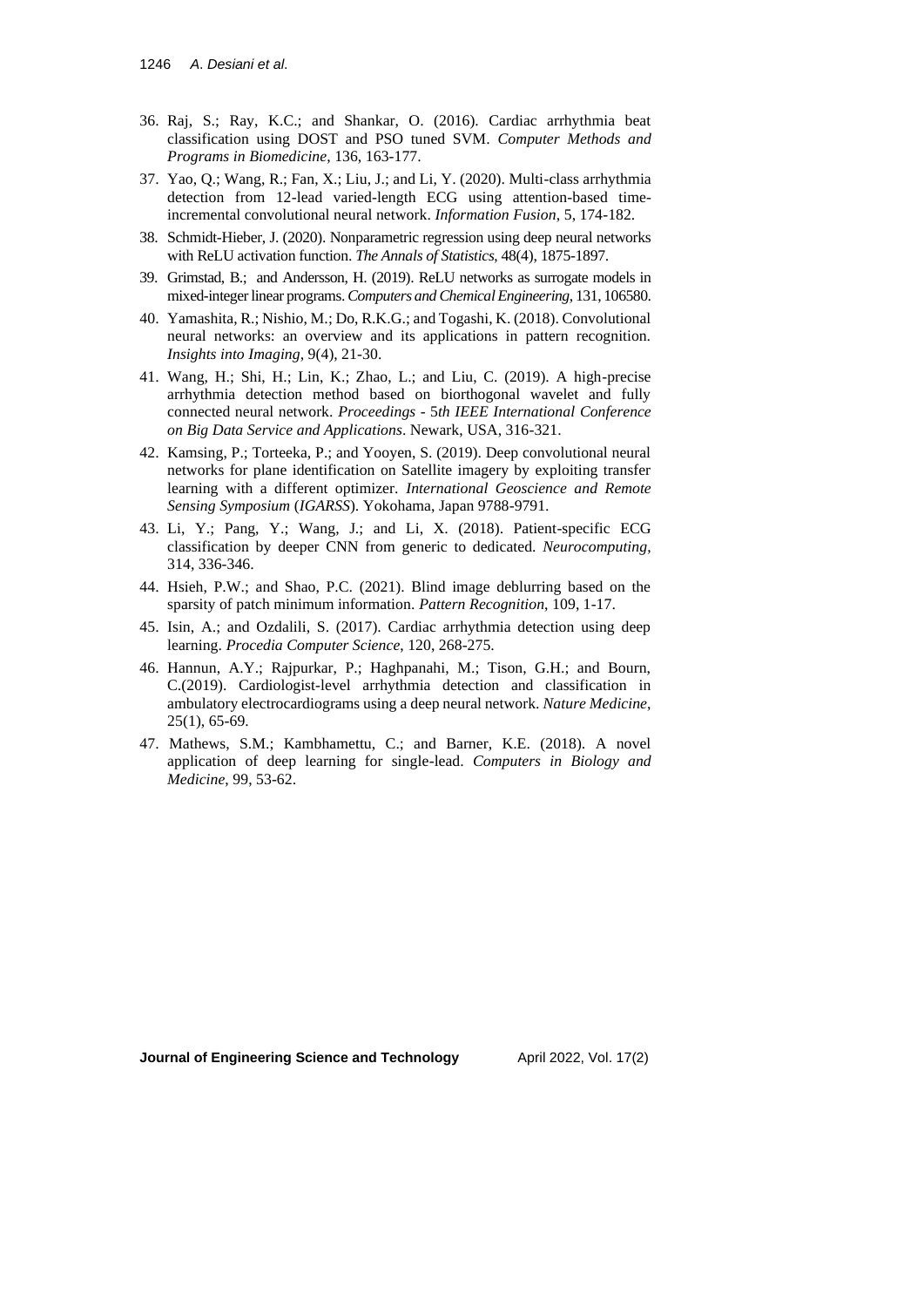36. Raj, S.; Ray, K.C.; and Shankar, O. (2016). Cardiac arrhythmia beat classification using DOST and PSO tuned SVM. *Computer Methods and Programs in Biomedicine*, 136, 163-177.
37. Yao, Q.; Wang, R.; Fan, X.; Liu, J.; and Li, Y. (2020). Multi-class arrhythmia detection from 12-lead varied-length ECG using attention-based time-incremental convolutional neural network. *Information Fusion*, 5, 174-182.
38. Schmidt-Hieber, J. (2020). Nonparametric regression using deep neural networks with ReLU activation function. *The Annals of Statistics*, 48(4), 1875-1897.
39. Grimstad, B.; and Andersson, H. (2019). ReLU networks as surrogate models in mixed-integer linear programs. *Computers and Chemical Engineering*, 131, 106580.
40. Yamashita, R.; Nishio, M.; Do, R.K.G.; and Togashi, K. (2018). Convolutional neural networks: an overview and its applications in pattern recognition. *Insights into Imaging*, 9(4), 21-30.
41. Wang, H.; Shi, H.; Lin, K.; Zhao, L.; and Liu, C. (2019). A high-precise arrhythmia detection method based on biorthogonal wavelet and fully connected neural network. *Proceedings - 5th IEEE International Conference on Big Data Service and Applications*. Newark, USA, 316-321.
42. Kamsing, P.; Torteeka, P.; and Yooyen, S. (2019). Deep convolutional neural networks for plane identification on Satellite imagery by exploiting transfer learning with a different optimizer. *International Geoscience and Remote Sensing Symposium* (*IGARSS*). Yokohama, Japan 9788-9791.
43. Li, Y.; Pang, Y.; Wang, J.; and Li, X. (2018). Patient-specific ECG classification by deeper CNN from generic to dedicated. *Neurocomputing*, 314, 336-346.
44. Hsieh, P.W.; and Shao, P.C. (2021). Blind image deblurring based on the sparsity of patch minimum information. *Pattern Recognition*, 109, 1-17.
45. Isin, A.; and Ozdalili, S. (2017). Cardiac arrhythmia detection using deep learning. *Procedia Computer Science*, 120, 268-275.
46. Hannun, A.Y.; Rajpurkar, P.; Haghpanahi, M.; Tison, G.H.; and Bourn, C.(2019). Cardiologist-level arrhythmia detection and classification in ambulatory electrocardiograms using a deep neural network. *Nature Medicine*, 25(1), 65-69.
47. Mathews, S.M.; Kambhamettu, C.; and Barner, K.E. (2018). A novel application of deep learning for single-lead. *Computers in Biology and Medicine*, 99, 53-62.